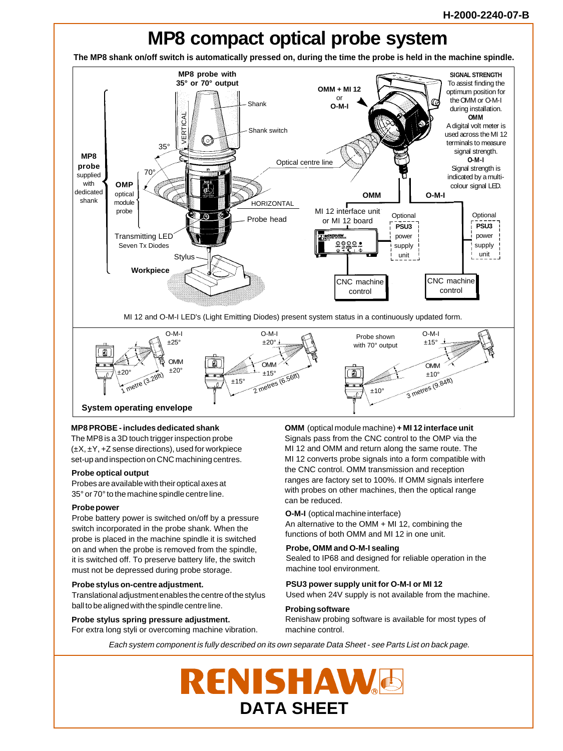H-2000-2240-07-B

# MP8 compact optical probe system

**The MP8 shank on/off switch is automatically pressed on, during the time the probe is held in the machine spindle.**

MP8 probe with 35° or 70° output

Shank

Shank switch

VERTICAL

35°

70°

**MP8 probe** supplied with dedicated shank

**OMP** optical module probe

HORIZONTAL

Probe head

Transmitting LED
Seven Tx Diodes

Stylus

**Workpiece**

Optical centre line

**OMM + MI 12** or **O-M-I**

**SIGNAL STRENGTH**
To assist finding the optimum position for the OMM or O-M-I during installation.
**OMM**
A digital volt meter is used across the MI 12 terminals to measure signal strength.
**O-M-I**
Signal strength is indicated by a multi-colour signal LED.

**OMM** — MI 12 interface unit or MI 12 board — Optional **PSU3** power supply unit — CNC machine control

**O-M-I** — Optional **PSU3** power supply unit — CNC machine control

MI 12 and O-M-I LED's (Light Emitting Diodes) present system status in a continuously updated form.

O-M-I ±25°, OMM ±20°, ±20°, 1 metre (3.28ft)

O-M-I ±20°, OMM ±15°, ±15°, 2 metres (6.56ft)

Probe shown with 70° output — O-M-I ±15°, OMM ±10°, ±10°, 3 metres (9.84ft)

**System operating envelope**

**MP8 PROBE - includes dedicated shank**
The MP8 is a 3D touch trigger inspection probe (±X, ±Y, +Z sense directions), used for workpiece set-up and inspection on CNC machining centres.

**Probe optical output**
Probes are available with their optical axes at 35° or 70° to the machine spindle centre line.

**Probe power**
Probe battery power is switched on/off by a pressure switch incorporated in the probe shank. When the probe is placed in the machine spindle it is switched on and when the probe is removed from the spindle, it is switched off. To preserve battery life, the switch must not be depressed during probe storage.

**Probe stylus on-centre adjustment.**
Translational adjustment enables the centre of the stylus ball to be aligned with the spindle centre line.

**Probe stylus spring pressure adjustment.**
For extra long styli or overcoming machine vibration.

**OMM** (optical module machine) **+ MI 12 interface unit**
Signals pass from the CNC control to the OMP via the MI 12 and OMM and return along the same route. The MI 12 converts probe signals into a form compatible with the CNC control. OMM transmission and reception ranges are factory set to 100%. If OMM signals interfere with probes on other machines, then the optical range can be reduced.

**O-M-I** (optical machine interface)
An alternative to the OMM + MI 12, combining the functions of both OMM and MI 12 in one unit.

**Probe, OMM and O-M-I sealing**
Sealed to IP68 and designed for reliable operation in the machine tool environment.

**PSU3 power supply unit for O-M-I or MI 12**
Used when 24V supply is not available from the machine.

**Probing software**
Renishaw probing software is available for most types of machine control.

*Each system component is fully described on its own separate Data Sheet - see Parts List on back page.*

**RENISHAW**
**DATA SHEET**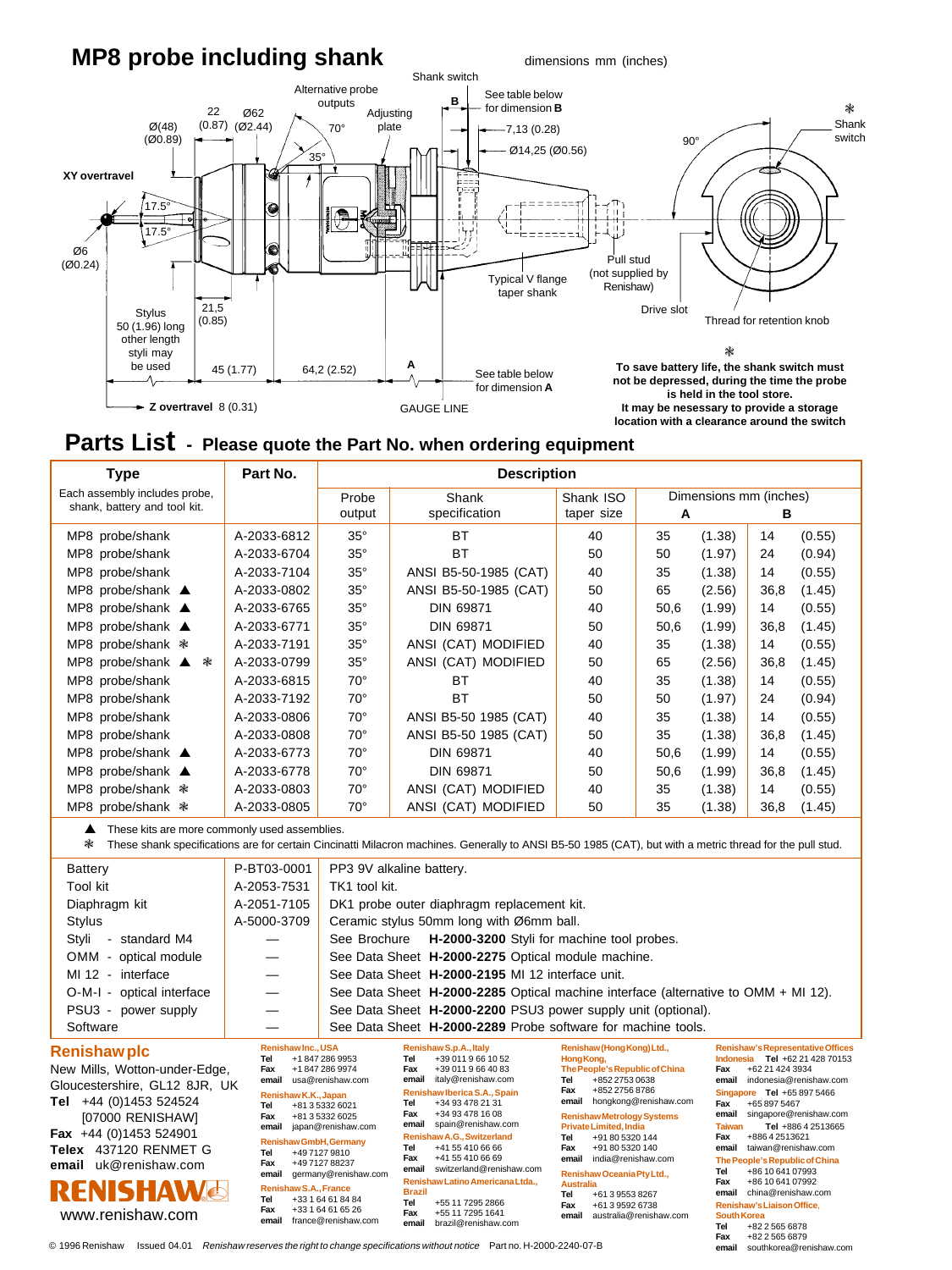## MP8 probe including shank

dimensions mm (inches)

Shank switch

Alternative probe outputs

22 (0.87) Ø62 (Ø2.44)

Ø(48) (Ø0.89)

70°

35°

Adjusting plate

B

See table below for dimension **B**

7,13 (0.28)

Ø14,25 (Ø0.56)

✻ Shank switch

90°

**XY overtravel**

17.5°

17.5°

Ø6 (Ø0.24)

Pull stud (not supplied by Renishaw)

Typical V flange taper shank

Drive slot

Thread for retention knob

Stylus 50 (1.96) long other length styli may be used

21,5 (0.85)

45 (1.77)

64,2 (2.52)

A

See table below for dimension **A**

**Z overtravel** 8 (0.31)

GAUGE LINE

✻

**To save battery life, the shank switch must not be depressed, during the time the probe is held in the tool store. It may be nesessary to provide a storage location with a clearance around the switch**

## Parts List - Please quote the Part No. when ordering equipment

| Type | Part No. | Description | | | | | | |
|---|---|---|---|---|---|---|---|---|
| Each assembly includes probe, shank, battery and tool kit. | | Probe output | Shank specification | Shank ISO taper size | Dimensions mm (inches) | | | |
| | | | | | A | | B | |
| MP8 probe/shank | A-2033-6812 | 35° | BT | 40 | 35 | (1.38) | 14 | (0.55) |
| MP8 probe/shank | A-2033-6704 | 35° | BT | 50 | 50 | (1.97) | 24 | (0.94) |
| MP8 probe/shank | A-2033-7104 | 35° | ANSI B5-50-1985 (CAT) | 40 | 35 | (1.38) | 14 | (0.55) |
| MP8 probe/shank ▲ | A-2033-0802 | 35° | ANSI B5-50-1985 (CAT) | 50 | 65 | (2.56) | 36,8 | (1.45) |
| MP8 probe/shank ▲ | A-2033-6765 | 35° | DIN 69871 | 40 | 50,6 | (1.99) | 14 | (0.55) |
| MP8 probe/shank ▲ | A-2033-6771 | 35° | DIN 69871 | 50 | 50,6 | (1.99) | 36,8 | (1.45) |
| MP8 probe/shank ✻ | A-2033-7191 | 35° | ANSI (CAT) MODIFIED | 40 | 35 | (1.38) | 14 | (0.55) |
| MP8 probe/shank ▲ ✻ | A-2033-0799 | 35° | ANSI (CAT) MODIFIED | 50 | 65 | (2.56) | 36,8 | (1.45) |
| MP8 probe/shank | A-2033-6815 | 70° | BT | 40 | 35 | (1.38) | 14 | (0.55) |
| MP8 probe/shank | A-2033-7192 | 70° | BT | 50 | 50 | (1.97) | 24 | (0.94) |
| MP8 probe/shank | A-2033-0806 | 70° | ANSI B5-50 1985 (CAT) | 40 | 35 | (1.38) | 14 | (0.55) |
| MP8 probe/shank | A-2033-0808 | 70° | ANSI B5-50 1985 (CAT) | 50 | 35 | (1.38) | 36,8 | (1.45) |
| MP8 probe/shank ▲ | A-2033-6773 | 70° | DIN 69871 | 40 | 50,6 | (1.99) | 14 | (0.55) |
| MP8 probe/shank ▲ | A-2033-6778 | 70° | DIN 69871 | 50 | 50,6 | (1.99) | 36,8 | (1.45) |
| MP8 probe/shank ✻ | A-2033-0803 | 70° | ANSI (CAT) MODIFIED | 40 | 35 | (1.38) | 14 | (0.55) |
| MP8 probe/shank ✻ | A-2033-0805 | 70° | ANSI (CAT) MODIFIED | 50 | 35 | (1.38) | 36,8 | (1.45) |

▲ These kits are more commonly used assemblies.

✻ These shank specifications are for certain Cincinatti Milacron machines. Generally to ANSI B5-50 1985 (CAT), but with a metric thread for the pull stud.

| | | |
|---|---|---|
| Battery | P-BT03-0001 | PP3 9V alkaline battery. |
| Tool kit | A-2053-7531 | TK1 tool kit. |
| Diaphragm kit | A-2051-7105 | DK1 probe outer diaphragm replacement kit. |
| Stylus | A-5000-3709 | Ceramic stylus 50mm long with Ø6mm ball. |
| Styli - standard M4 | — | See Brochure **H-2000-3200** Styli for machine tool probes. |
| OMM - optical module | — | See Data Sheet **H-2000-2275** Optical module machine. |
| MI 12 - interface | — | See Data Sheet **H-2000-2195** MI 12 interface unit. |
| O-M-I - optical interface | — | See Data Sheet **H-2000-2285** Optical machine interface (alternative to OMM + MI 12). |
| PSU3 - power supply | — | See Data Sheet **H-2000-2200** PSU3 power supply unit (optional). |
| Software | — | See Data Sheet **H-2000-2289** Probe software for machine tools. |

**Renishaw plc**
New Mills, Wotton-under-Edge, Gloucestershire, GL12 8JR, UK
**Tel** +44 (0)1453 524524 [07000 RENISHAW]
**Fax** +44 (0)1453 524901
**Telex** 437120 RENMET G
**email** uk@renishaw.com
RENISHAW
www.renishaw.com

**Renishaw Inc., USA**
Tel +1 847 286 9953
Fax +1 847 286 9974
email usa@renishaw.com

**Renishaw K.K., Japan**
Tel +81 3 5332 6021
Fax +81 3 5332 6025
email japan@renishaw.com

**Renishaw GmbH, Germany**
Tel +49 7127 9810
Fax +49 7127 88237
email germany@renishaw.com

**Renishaw S.A., France**
Tel +33 1 64 61 84 84
Fax +33 1 64 61 65 26
email france@renishaw.com

**Renishaw S.p.A., Italy**
Tel +39 011 9 66 10 52
Fax +39 011 9 66 40 83
email italy@renishaw.com

**Renishaw Iberica S.A., Spain**
Tel +34 93 478 21 31
Fax +34 93 478 16 08
email spain@renishaw.com

**Renishaw A.G., Switzerland**
Tel +41 55 410 66 66
Fax +41 55 410 66 69
email switzerland@renishaw.com

**Renishaw Latino Americana Ltda., Brazil**
Tel +55 11 7295 2866
Fax +55 11 7295 1641
email brazil@renishaw.com

**Renishaw (Hong Kong) Ltd., Hong Kong, The People's Republic of China**
Tel +852 2753 0638
Fax +852 2756 8786
email hongkong@renishaw.com

**Renishaw Metrology Systems Private Limited, India**
Tel +91 80 5320 144
Fax +91 80 5320 140
email india@renishaw.com

**Renishaw Oceania Pty Ltd., Australia**
Tel +61 3 9553 8267
Fax +61 3 9592 6738
email australia@renishaw.com

**Renishaw's Representative Offices**
**Indonesia** Tel +62 21 428 70153
Fax +62 21 424 3934
email indonesia@renishaw.com

**Singapore** Tel +65 897 5466
Fax +65 897 5467
email singapore@renishaw.com

**Taiwan** Tel +886 4 2513665
Fax +886 4 2513621
email taiwan@renishaw.com

**The People's Republic of China**
Tel +86 10 641 07993
Fax +86 10 641 07992
email china@renishaw.com

**Renishaw's Liaison Office, South Korea**
Tel +82 2 565 6878
Fax +82 2 565 6879
email southkorea@renishaw.com

© 1996 Renishaw Issued 04.01 *Renishaw reserves the right to change specifications without notice* Part no. H-2000-2240-07-B